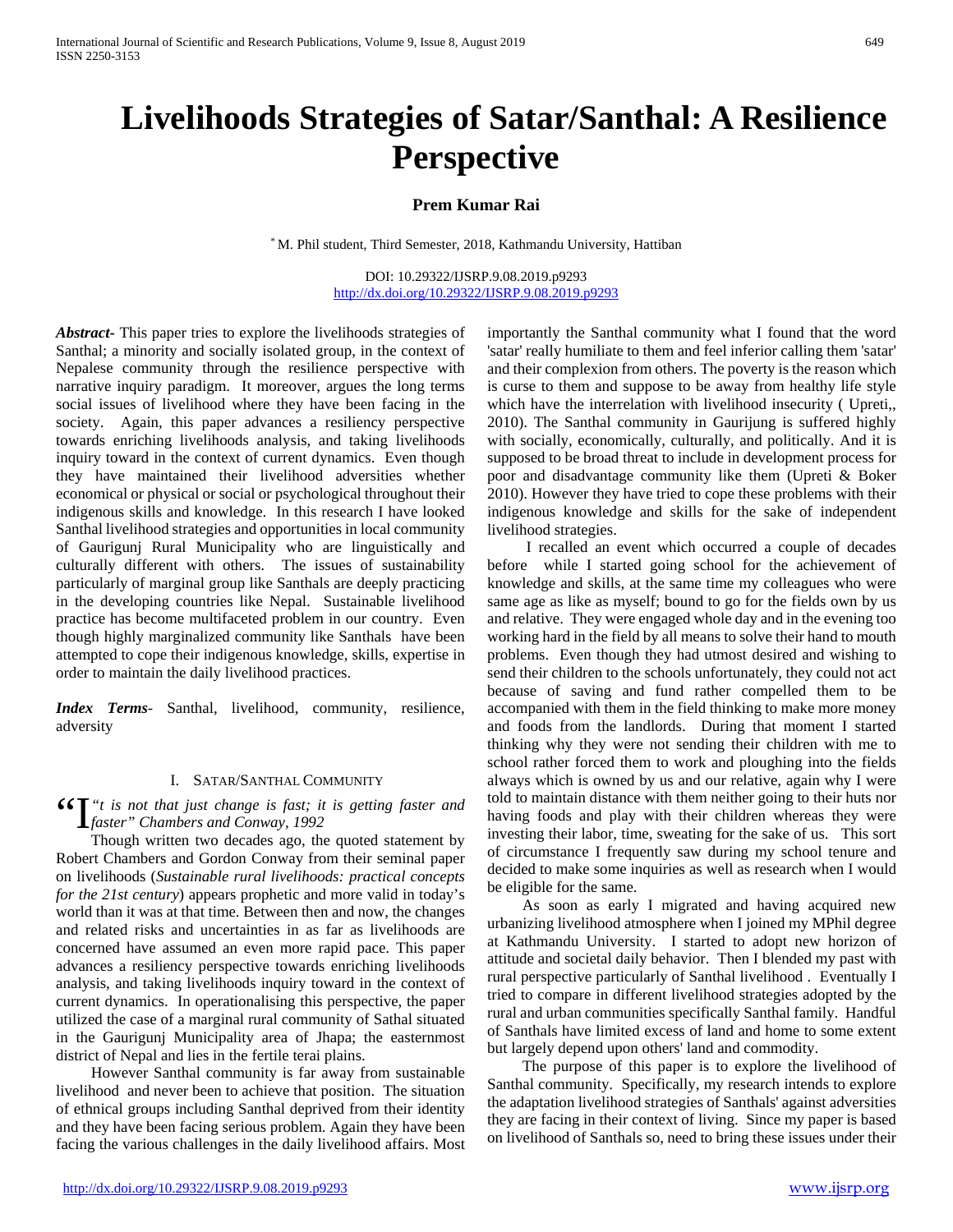# Livelihoods Strategies of Satar/Santhal: A Resilience Perspective

**Prem Kumar Rai**

* M. Phil student, Third Semester, 2018, Kathmandu University, Hattiban

DOI: 10.29322/IJSRP.9.08.2019.p9293
http://dx.doi.org/10.29322/IJSRP.9.08.2019.p9293

***Abstract***- This paper tries to explore the livelihoods strategies of Santhal; a minority and socially isolated group, in the context of Nepalese community through the resilience perspective with narrative inquiry paradigm. It moreover, argues the long terms social issues of livelihood where they have been facing in the society. Again, this paper advances a resiliency perspective towards enriching livelihoods analysis, and taking livelihoods inquiry toward in the context of current dynamics. Even though they have maintained their livelihood adversities whether economical or physical or social or psychological throughout their indigenous skills and knowledge. In this research I have looked Santhal livelihood strategies and opportunities in local community of Gaurigunj Rural Municipality who are linguistically and culturally different with others. The issues of sustainability particularly of marginal group like Santhals are deeply practicing in the developing countries like Nepal. Sustainable livelihood practice has become multifaceted problem in our country. Even though highly marginalized community like Santhals have been attempted to cope their indigenous knowledge, skills, expertise in order to maintain the daily livelihood practices.

***Index Terms***- Santhal, livelihood, community, resilience, adversity

## I. Satar/Santhal Community

"I*"t is not that just change is fast; it is getting faster and faster" Chambers and Conway, 1992*

Though written two decades ago, the quoted statement by Robert Chambers and Gordon Conway from their seminal paper on livelihoods (*Sustainable rural livelihoods: practical concepts for the 21st century*) appears prophetic and more valid in today's world than it was at that time. Between then and now, the changes and related risks and uncertainties in as far as livelihoods are concerned have assumed an even more rapid pace. This paper advances a resiliency perspective towards enriching livelihoods analysis, and taking livelihoods inquiry toward in the context of current dynamics. In operationalising this perspective, the paper utilized the case of a marginal rural community of Sathal situated in the Gaurigunj Municipality area of Jhapa; the easternmost district of Nepal and lies in the fertile terai plains.

However Santhal community is far away from sustainable livelihood and never been to achieve that position. The situation of ethnical groups including Santhal deprived from their identity and they have been facing serious problem. Again they have been facing the various challenges in the daily livelihood affairs. Most importantly the Santhal community what I found that the word 'satar' really humiliate to them and feel inferior calling them 'satar' and their complexion from others. The poverty is the reason which is curse to them and suppose to be away from healthy life style which have the interrelation with livelihood insecurity ( Upreti,, 2010). The Santhal community in Gaurijung is suffered highly with socially, economically, culturally, and politically. And it is supposed to be broad threat to include in development process for poor and disadvantage community like them (Upreti & Boker 2010). However they have tried to cope these problems with their indigenous knowledge and skills for the sake of independent livelihood strategies.

I recalled an event which occurred a couple of decades before while I started going school for the achievement of knowledge and skills, at the same time my colleagues who were same age as like as myself; bound to go for the fields own by us and relative. They were engaged whole day and in the evening too working hard in the field by all means to solve their hand to mouth problems. Even though they had utmost desired and wishing to send their children to the schools unfortunately, they could not act because of saving and fund rather compelled them to be accompanied with them in the field thinking to make more money and foods from the landlords. During that moment I started thinking why they were not sending their children with me to school rather forced them to work and ploughing into the fields always which is owned by us and our relative, again why I were told to maintain distance with them neither going to their huts nor having foods and play with their children whereas they were investing their labor, time, sweating for the sake of us. This sort of circumstance I frequently saw during my school tenure and decided to make some inquiries as well as research when I would be eligible for the same.

As soon as early I migrated and having acquired new urbanizing livelihood atmosphere when I joined my MPhil degree at Kathmandu University. I started to adopt new horizon of attitude and societal daily behavior. Then I blended my past with rural perspective particularly of Santhal livelihood . Eventually I tried to compare in different livelihood strategies adopted by the rural and urban communities specifically Santhal family. Handful of Santhals have limited excess of land and home to some extent but largely depend upon others' land and commodity.

The purpose of this paper is to explore the livelihood of Santhal community. Specifically, my research intends to explore the adaptation livelihood strategies of Santhals' against adversities they are facing in their context of living. Since my paper is based on livelihood of Santhals so, need to bring these issues under their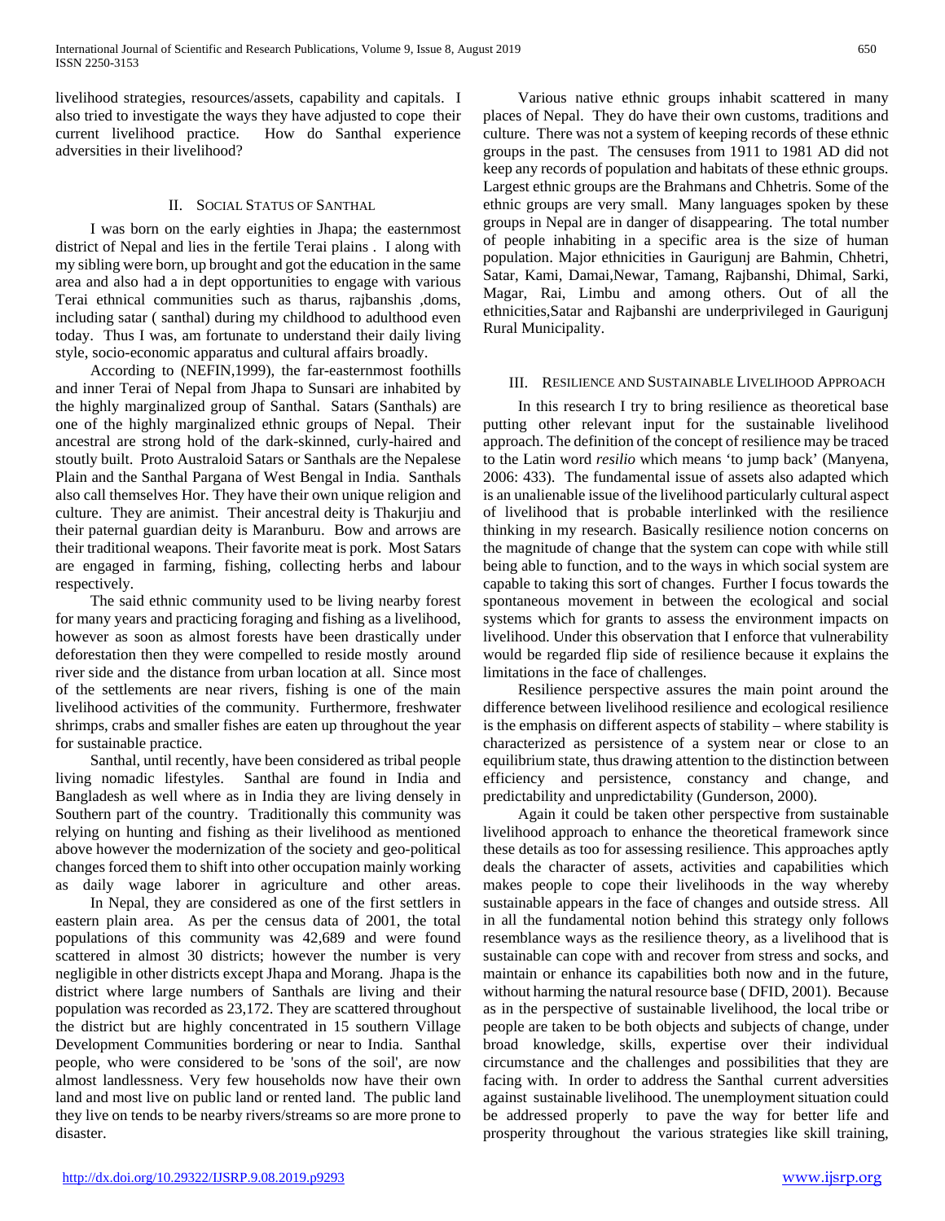livelihood strategies, resources/assets, capability and capitals. I also tried to investigate the ways they have adjusted to cope their current livelihood practice. How do Santhal experience adversities in their livelihood?

## II. Social Status of Santhal

I was born on the early eighties in Jhapa; the easternmost district of Nepal and lies in the fertile Terai plains . I along with my sibling were born, up brought and got the education in the same area and also had a in dept opportunities to engage with various Terai ethnical communities such as tharus, rajbanshis ,doms, including satar ( santhal) during my childhood to adulthood even today. Thus I was, am fortunate to understand their daily living style, socio-economic apparatus and cultural affairs broadly.

According to (NEFIN,1999), the far-easternmost foothills and inner Terai of Nepal from Jhapa to Sunsari are inhabited by the highly marginalized group of Santhal. Satars (Santhals) are one of the highly marginalized ethnic groups of Nepal. Their ancestral are strong hold of the dark-skinned, curly-haired and stoutly built. Proto Australoid Satars or Santhals are the Nepalese Plain and the Santhal Pargana of West Bengal in India. Santhals also call themselves Hor. They have their own unique religion and culture. They are animist. Their ancestral deity is Thakurjiu and their paternal guardian deity is Maranburu. Bow and arrows are their traditional weapons. Their favorite meat is pork. Most Satars are engaged in farming, fishing, collecting herbs and labour respectively.

The said ethnic community used to be living nearby forest for many years and practicing foraging and fishing as a livelihood, however as soon as almost forests have been drastically under deforestation then they were compelled to reside mostly around river side and the distance from urban location at all. Since most of the settlements are near rivers, fishing is one of the main livelihood activities of the community. Furthermore, freshwater shrimps, crabs and smaller fishes are eaten up throughout the year for sustainable practice.

Santhal, until recently, have been considered as tribal people living nomadic lifestyles. Santhal are found in India and Bangladesh as well where as in India they are living densely in Southern part of the country. Traditionally this community was relying on hunting and fishing as their livelihood as mentioned above however the modernization of the society and geo-political changes forced them to shift into other occupation mainly working as daily wage laborer in agriculture and other areas.

In Nepal, they are considered as one of the first settlers in eastern plain area. As per the census data of 2001, the total populations of this community was 42,689 and were found scattered in almost 30 districts; however the number is very negligible in other districts except Jhapa and Morang. Jhapa is the district where large numbers of Santhals are living and their population was recorded as 23,172. They are scattered throughout the district but are highly concentrated in 15 southern Village Development Communities bordering or near to India. Santhal people, who were considered to be 'sons of the soil', are now almost landlessness. Very few households now have their own land and most live on public land or rented land. The public land they live on tends to be nearby rivers/streams so are more prone to disaster.

Various native ethnic groups inhabit scattered in many places of Nepal. They do have their own customs, traditions and culture. There was not a system of keeping records of these ethnic groups in the past. The censuses from 1911 to 1981 AD did not keep any records of population and habitats of these ethnic groups. Largest ethnic groups are the Brahmans and Chhetris. Some of the ethnic groups are very small. Many languages spoken by these groups in Nepal are in danger of disappearing. The total number of people inhabiting in a specific area is the size of human population. Major ethnicities in Gaurigunj are Bahmin, Chhetri, Satar, Kami, Damai,Newar, Tamang, Rajbanshi, Dhimal, Sarki, Magar, Rai, Limbu and among others. Out of all the ethnicities,Satar and Rajbanshi are underprivileged in Gaurigunj Rural Municipality.

## III. Resilience and Sustainable Livelihood Approach

In this research I try to bring resilience as theoretical base putting other relevant input for the sustainable livelihood approach. The definition of the concept of resilience may be traced to the Latin word *resilio* which means 'to jump back' (Manyena, 2006: 433). The fundamental issue of assets also adapted which is an unalienable issue of the livelihood particularly cultural aspect of livelihood that is probable interlinked with the resilience thinking in my research. Basically resilience notion concerns on the magnitude of change that the system can cope with while still being able to function, and to the ways in which social system are capable to taking this sort of changes. Further I focus towards the spontaneous movement in between the ecological and social systems which for grants to assess the environment impacts on livelihood. Under this observation that I enforce that vulnerability would be regarded flip side of resilience because it explains the limitations in the face of challenges.

Resilience perspective assures the main point around the difference between livelihood resilience and ecological resilience is the emphasis on different aspects of stability – where stability is characterized as persistence of a system near or close to an equilibrium state, thus drawing attention to the distinction between efficiency and persistence, constancy and change, and predictability and unpredictability (Gunderson, 2000).

Again it could be taken other perspective from sustainable livelihood approach to enhance the theoretical framework since these details as too for assessing resilience. This approaches aptly deals the character of assets, activities and capabilities which makes people to cope their livelihoods in the way whereby sustainable appears in the face of changes and outside stress. All in all the fundamental notion behind this strategy only follows resemblance ways as the resilience theory, as a livelihood that is sustainable can cope with and recover from stress and socks, and maintain or enhance its capabilities both now and in the future, without harming the natural resource base ( DFID, 2001). Because as in the perspective of sustainable livelihood, the local tribe or people are taken to be both objects and subjects of change, under broad knowledge, skills, expertise over their individual circumstance and the challenges and possibilities that they are facing with. In order to address the Santhal current adversities against sustainable livelihood. The unemployment situation could be addressed properly to pave the way for better life and prosperity throughout the various strategies like skill training,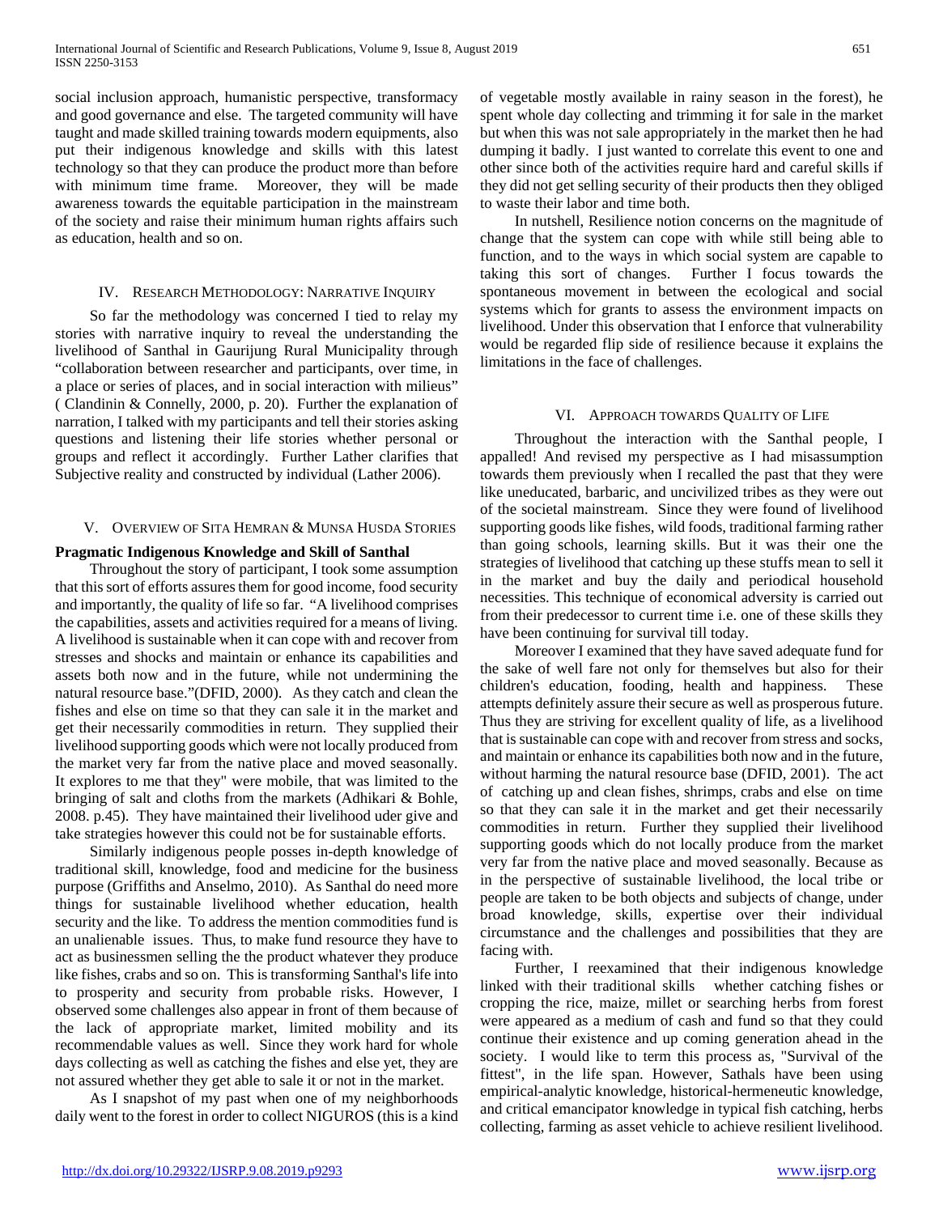social inclusion approach, humanistic perspective, transformacy and good governance and else. The targeted community will have taught and made skilled training towards modern equipments, also put their indigenous knowledge and skills with this latest technology so that they can produce the product more than before with minimum time frame. Moreover, they will be made awareness towards the equitable participation in the mainstream of the society and raise their minimum human rights affairs such as education, health and so on.

## IV. Research Methodology: Narrative Inquiry

So far the methodology was concerned I tied to relay my stories with narrative inquiry to reveal the understanding the livelihood of Santhal in Gaurijung Rural Municipality through "collaboration between researcher and participants, over time, in a place or series of places, and in social interaction with milieus" ( Clandinin & Connelly, 2000, p. 20). Further the explanation of narration, I talked with my participants and tell their stories asking questions and listening their life stories whether personal or groups and reflect it accordingly. Further Lather clarifies that Subjective reality and constructed by individual (Lather 2006).

## V. Overview of Sita Hemran & Munsa Husda Stories

**Pragmatic Indigenous Knowledge and Skill of Santhal**

Throughout the story of participant, I took some assumption that this sort of efforts assures them for good income, food security and importantly, the quality of life so far. "A livelihood comprises the capabilities, assets and activities required for a means of living. A livelihood is sustainable when it can cope with and recover from stresses and shocks and maintain or enhance its capabilities and assets both now and in the future, while not undermining the natural resource base."(DFID, 2000). As they catch and clean the fishes and else on time so that they can sale it in the market and get their necessarily commodities in return. They supplied their livelihood supporting goods which were not locally produced from the market very far from the native place and moved seasonally. It explores to me that they" were mobile, that was limited to the bringing of salt and cloths from the markets (Adhikari & Bohle, 2008. p.45). They have maintained their livelihood uder give and take strategies however this could not be for sustainable efforts.

Similarly indigenous people posses in-depth knowledge of traditional skill, knowledge, food and medicine for the business purpose (Griffiths and Anselmo, 2010). As Santhal do need more things for sustainable livelihood whether education, health security and the like. To address the mention commodities fund is an unalienable issues. Thus, to make fund resource they have to act as businessmen selling the the product whatever they produce like fishes, crabs and so on. This is transforming Santhal's life into to prosperity and security from probable risks. However, I observed some challenges also appear in front of them because of the lack of appropriate market, limited mobility and its recommendable values as well. Since they work hard for whole days collecting as well as catching the fishes and else yet, they are not assured whether they get able to sale it or not in the market.

As I snapshot of my past when one of my neighborhoods daily went to the forest in order to collect NIGUROS (this is a kind of vegetable mostly available in rainy season in the forest), he spent whole day collecting and trimming it for sale in the market but when this was not sale appropriately in the market then he had dumping it badly. I just wanted to correlate this event to one and other since both of the activities require hard and careful skills if they did not get selling security of their products then they obliged to waste their labor and time both.

In nutshell, Resilience notion concerns on the magnitude of change that the system can cope with while still being able to function, and to the ways in which social system are capable to taking this sort of changes. Further I focus towards the spontaneous movement in between the ecological and social systems which for grants to assess the environment impacts on livelihood. Under this observation that I enforce that vulnerability would be regarded flip side of resilience because it explains the limitations in the face of challenges.

## VI. Approach towards Quality of Life

Throughout the interaction with the Santhal people, I appalled! And revised my perspective as I had misassumption towards them previously when I recalled the past that they were like uneducated, barbaric, and uncivilized tribes as they were out of the societal mainstream. Since they were found of livelihood supporting goods like fishes, wild foods, traditional farming rather than going schools, learning skills. But it was their one the strategies of livelihood that catching up these stuffs mean to sell it in the market and buy the daily and periodical household necessities. This technique of economical adversity is carried out from their predecessor to current time i.e. one of these skills they have been continuing for survival till today.

Moreover I examined that they have saved adequate fund for the sake of well fare not only for themselves but also for their children's education, fooding, health and happiness. These attempts definitely assure their secure as well as prosperous future. Thus they are striving for excellent quality of life, as a livelihood that is sustainable can cope with and recover from stress and socks, and maintain or enhance its capabilities both now and in the future, without harming the natural resource base (DFID, 2001). The act of catching up and clean fishes, shrimps, crabs and else on time so that they can sale it in the market and get their necessarily commodities in return. Further they supplied their livelihood supporting goods which do not locally produce from the market very far from the native place and moved seasonally. Because as in the perspective of sustainable livelihood, the local tribe or people are taken to be both objects and subjects of change, under broad knowledge, skills, expertise over their individual circumstance and the challenges and possibilities that they are facing with.

Further, I reexamined that their indigenous knowledge linked with their traditional skills whether catching fishes or cropping the rice, maize, millet or searching herbs from forest were appeared as a medium of cash and fund so that they could continue their existence and up coming generation ahead in the society. I would like to term this process as, "Survival of the fittest", in the life span. However, Sathals have been using empirical-analytic knowledge, historical-hermeneutic knowledge, and critical emancipator knowledge in typical fish catching, herbs collecting, farming as asset vehicle to achieve resilient livelihood.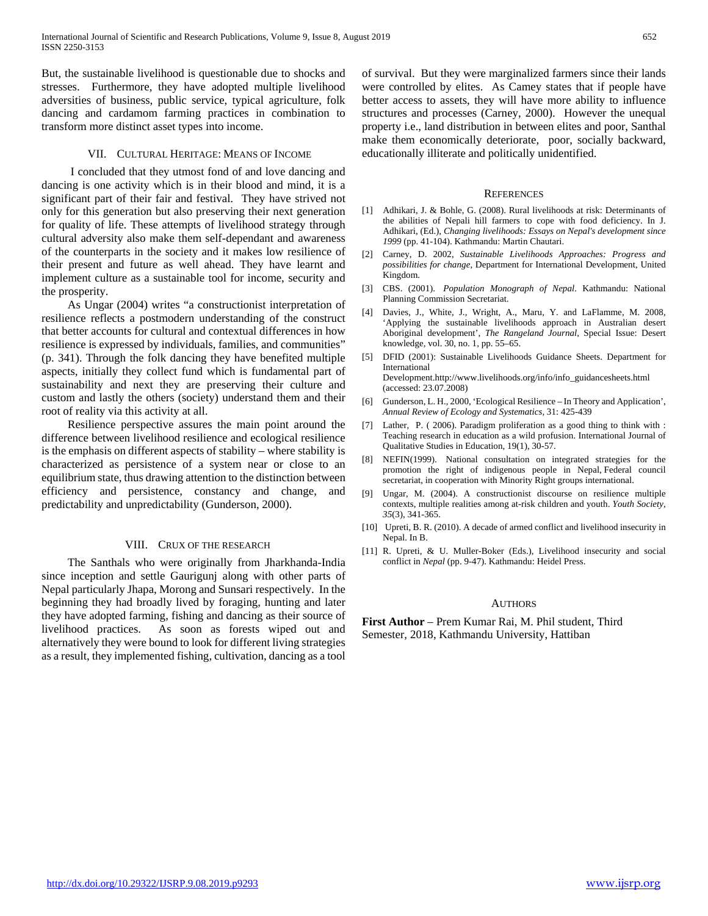But, the sustainable livelihood is questionable due to shocks and stresses. Furthermore, they have adopted multiple livelihood adversities of business, public service, typical agriculture, folk dancing and cardamom farming practices in combination to transform more distinct asset types into income.

## VII. Cultural Heritage: Means of Income

I concluded that they utmost fond of and love dancing and dancing is one activity which is in their blood and mind, it is a significant part of their fair and festival. They have strived not only for this generation but also preserving their next generation for quality of life. These attempts of livelihood strategy through cultural adversity also make them self-dependant and awareness of the counterparts in the society and it makes low resilience of their present and future as well ahead. They have learnt and implement culture as a sustainable tool for income, security and the prosperity.

As Ungar (2004) writes "a constructionist interpretation of resilience reflects a postmodern understanding of the construct that better accounts for cultural and contextual differences in how resilience is expressed by individuals, families, and communities" (p. 341). Through the folk dancing they have benefited multiple aspects, initially they collect fund which is fundamental part of sustainability and next they are preserving their culture and custom and lastly the others (society) understand them and their root of reality via this activity at all.

Resilience perspective assures the main point around the difference between livelihood resilience and ecological resilience is the emphasis on different aspects of stability – where stability is characterized as persistence of a system near or close to an equilibrium state, thus drawing attention to the distinction between efficiency and persistence, constancy and change, and predictability and unpredictability (Gunderson, 2000).

## VIII. Crux of the Research

The Santhals who were originally from Jharkhanda-India since inception and settle Gaurigunj along with other parts of Nepal particularly Jhapa, Morong and Sunsari respectively. In the beginning they had broadly lived by foraging, hunting and later they have adopted farming, fishing and dancing as their source of livelihood practices. As soon as forests wiped out and alternatively they were bound to look for different living strategies as a result, they implemented fishing, cultivation, dancing as a tool of survival. But they were marginalized farmers since their lands were controlled by elites. As Camey states that if people have better access to assets, they will have more ability to influence structures and processes (Carney, 2000). However the unequal property i.e., land distribution in between elites and poor, Santhal make them economically deteriorate, poor, socially backward, educationally illiterate and politically unidentified.

## References

[1] Adhikari, J. & Bohle, G. (2008). Rural livelihoods at risk: Determinants of the abilities of Nepali hill farmers to cope with food deficiency. In J. Adhikari, (Ed.), *Changing livelihoods: Essays on Nepal's development since 1999* (pp. 41-104). Kathmandu: Martin Chautari.

[2] Carney, D. 2002, *Sustainable Livelihoods Approaches: Progress and possibilities for change*, Department for International Development, United Kingdom.

[3] CBS. (2001). *Population Monograph of Nepal*. Kathmandu: National Planning Commission Secretariat.

[4] Davies, J., White, J., Wright, A., Maru, Y. and LaFlamme, M. 2008, 'Applying the sustainable livelihoods approach in Australian desert Aboriginal development', *The Rangeland Journal*, Special Issue: Desert knowledge, vol. 30, no. 1, pp. 55–65.

[5] DFID (2001): Sustainable Livelihoods Guidance Sheets. Department for International Development.http://www.livelihoods.org/info/info_guidancesheets.html (accessed: 23.07.2008)

[6] Gunderson, L. H., 2000, 'Ecological Resilience – In Theory and Application', *Annual Review of Ecology and Systematics*, 31: 425-439

[7] Lather, P. ( 2006). Paradigm proliferation as a good thing to think with : Teaching research in education as a wild profusion. International Journal of Qualitative Studies in Education, 19(1), 30-57.

[8] NEFIN(1999). National consultation on integrated strategies for the promotion the right of indigenous people in Nepal, Federal council secretariat, in cooperation with Minority Right groups international.

[9] Ungar, M. (2004). A constructionist discourse on resilience multiple contexts, multiple realities among at-risk children and youth. *Youth Society, 35*(3), 341-365.

[10] Upreti, B. R. (2010). A decade of armed conflict and livelihood insecurity in Nepal. In B.

[11] R. Upreti, & U. Muller-Boker (Eds.), Livelihood insecurity and social conflict in *Nepal* (pp. 9-47). Kathmandu: Heidel Press.

## Authors

**First Author** – Prem Kumar Rai, M. Phil student, Third Semester, 2018, Kathmandu University, Hattiban